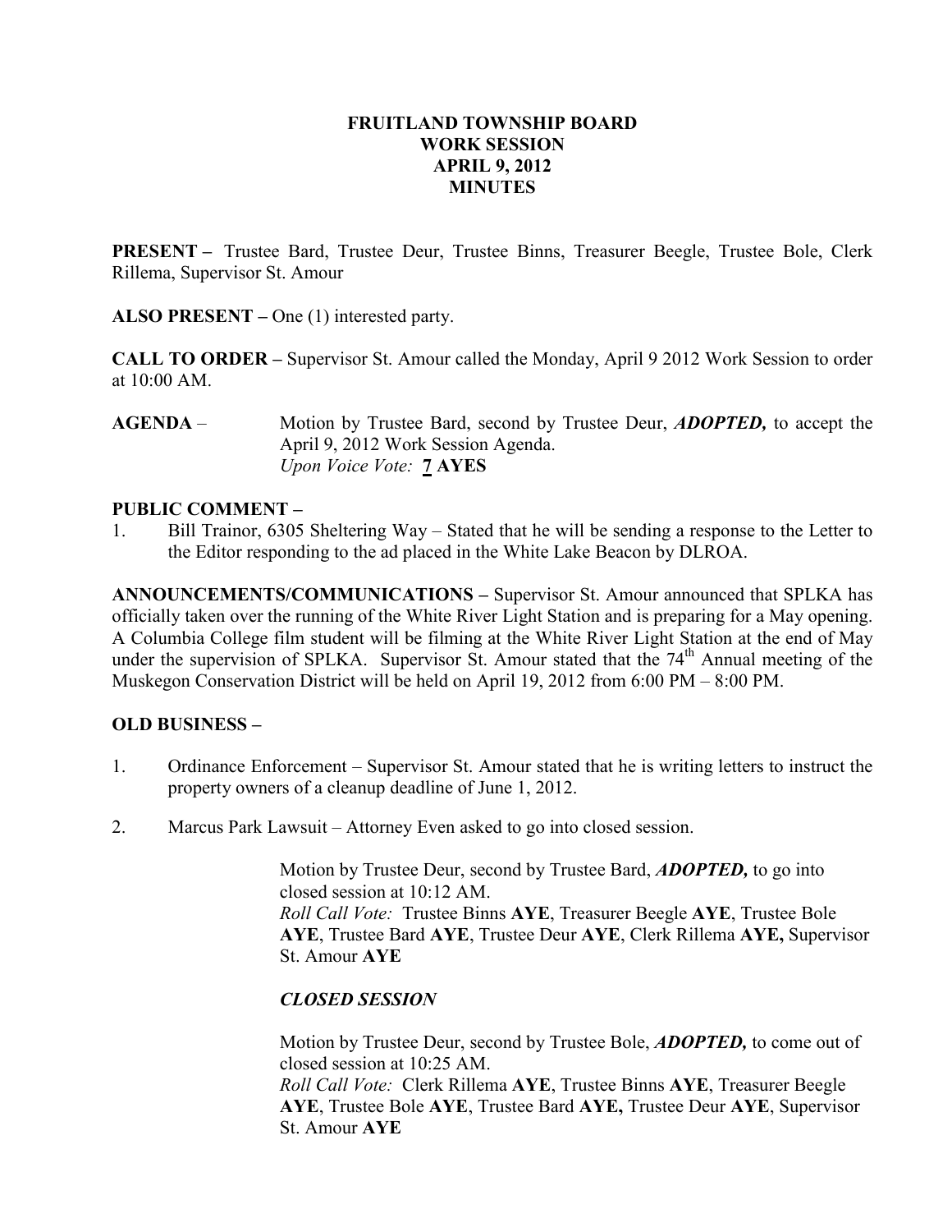# FRUITLAND TOWNSHIP BOARD
# WORK SESSION
# APRIL 9, 2012
# MINUTES

**PRESENT –** Trustee Bard, Trustee Deur, Trustee Binns, Treasurer Beegle, Trustee Bole, Clerk Rillema, Supervisor St. Amour

**ALSO PRESENT –** One (1) interested party.

**CALL TO ORDER –** Supervisor St. Amour called the Monday, April 9 2012 Work Session to order at 10:00 AM.

**AGENDA** – Motion by Trustee Bard, second by Trustee Deur, ***ADOPTED,*** to accept the April 9, 2012 Work Session Agenda.
*Upon Voice Vote:* **7 AYES**

**PUBLIC COMMENT –**

1. Bill Trainor, 6305 Sheltering Way – Stated that he will be sending a response to the Letter to the Editor responding to the ad placed in the White Lake Beacon by DLROA.

**ANNOUNCEMENTS/COMMUNICATIONS –** Supervisor St. Amour announced that SPLKA has officially taken over the running of the White River Light Station and is preparing for a May opening. A Columbia College film student will be filming at the White River Light Station at the end of May under the supervision of SPLKA. Supervisor St. Amour stated that the 74th Annual meeting of the Muskegon Conservation District will be held on April 19, 2012 from 6:00 PM – 8:00 PM.

**OLD BUSINESS –**

1. Ordinance Enforcement – Supervisor St. Amour stated that he is writing letters to instruct the property owners of a cleanup deadline of June 1, 2012.

2. Marcus Park Lawsuit – Attorney Even asked to go into closed session.

   Motion by Trustee Deur, second by Trustee Bard, ***ADOPTED,*** to go into closed session at 10:12 AM.
   *Roll Call Vote:* Trustee Binns **AYE**, Treasurer Beegle **AYE**, Trustee Bole **AYE**, Trustee Bard **AYE**, Trustee Deur **AYE**, Clerk Rillema **AYE,** Supervisor St. Amour **AYE**

   ***CLOSED SESSION***

   Motion by Trustee Deur, second by Trustee Bole, ***ADOPTED,*** to come out of closed session at 10:25 AM.
   *Roll Call Vote:* Clerk Rillema **AYE**, Trustee Binns **AYE**, Treasurer Beegle **AYE**, Trustee Bole **AYE**, Trustee Bard **AYE,** Trustee Deur **AYE**, Supervisor St. Amour **AYE**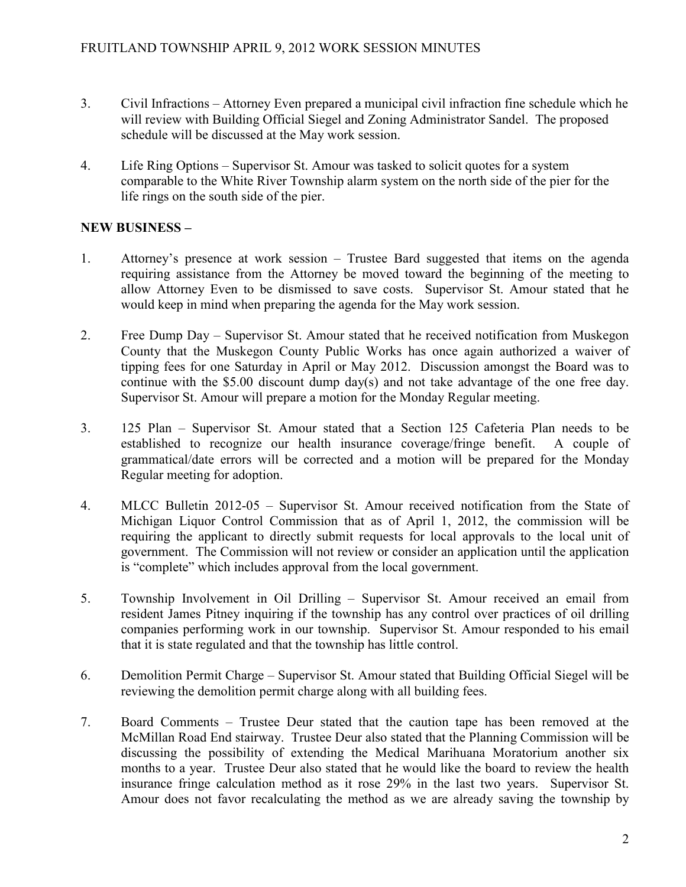3. Civil Infractions – Attorney Even prepared a municipal civil infraction fine schedule which he will review with Building Official Siegel and Zoning Administrator Sandel. The proposed schedule will be discussed at the May work session.

4. Life Ring Options – Supervisor St. Amour was tasked to solicit quotes for a system comparable to the White River Township alarm system on the north side of the pier for the life rings on the south side of the pier.

**NEW BUSINESS –**

1. Attorney's presence at work session – Trustee Bard suggested that items on the agenda requiring assistance from the Attorney be moved toward the beginning of the meeting to allow Attorney Even to be dismissed to save costs. Supervisor St. Amour stated that he would keep in mind when preparing the agenda for the May work session.

2. Free Dump Day – Supervisor St. Amour stated that he received notification from Muskegon County that the Muskegon County Public Works has once again authorized a waiver of tipping fees for one Saturday in April or May 2012. Discussion amongst the Board was to continue with the $5.00 discount dump day(s) and not take advantage of the one free day. Supervisor St. Amour will prepare a motion for the Monday Regular meeting.

3. 125 Plan – Supervisor St. Amour stated that a Section 125 Cafeteria Plan needs to be established to recognize our health insurance coverage/fringe benefit. A couple of grammatical/date errors will be corrected and a motion will be prepared for the Monday Regular meeting for adoption.

4. MLCC Bulletin 2012-05 – Supervisor St. Amour received notification from the State of Michigan Liquor Control Commission that as of April 1, 2012, the commission will be requiring the applicant to directly submit requests for local approvals to the local unit of government. The Commission will not review or consider an application until the application is "complete" which includes approval from the local government.

5. Township Involvement in Oil Drilling – Supervisor St. Amour received an email from resident James Pitney inquiring if the township has any control over practices of oil drilling companies performing work in our township. Supervisor St. Amour responded to his email that it is state regulated and that the township has little control.

6. Demolition Permit Charge – Supervisor St. Amour stated that Building Official Siegel will be reviewing the demolition permit charge along with all building fees.

7. Board Comments – Trustee Deur stated that the caution tape has been removed at the McMillan Road End stairway. Trustee Deur also stated that the Planning Commission will be discussing the possibility of extending the Medical Marihuana Moratorium another six months to a year. Trustee Deur also stated that he would like the board to review the health insurance fringe calculation method as it rose 29% in the last two years. Supervisor St. Amour does not favor recalculating the method as we are already saving the township by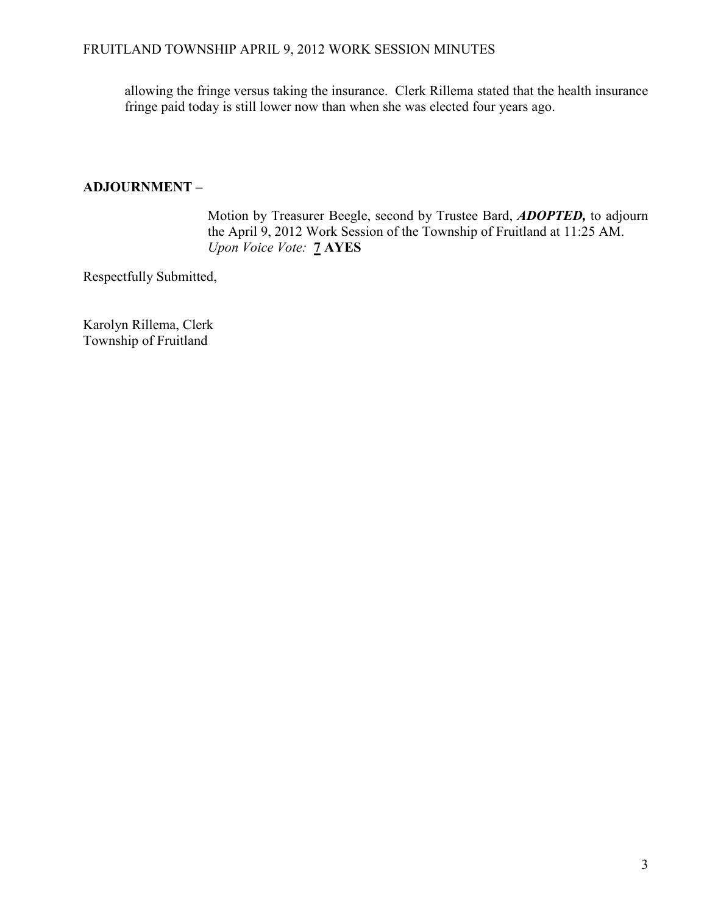allowing the fringe versus taking the insurance. Clerk Rillema stated that the health insurance fringe paid today is still lower now than when she was elected four years ago.

**ADJOURNMENT –**

Motion by Treasurer Beegle, second by Trustee Bard, ***ADOPTED,*** to adjourn the April 9, 2012 Work Session of the Township of Fruitland at 11:25 AM.
*Upon Voice Vote:* **7 AYES**

Respectfully Submitted,

Karolyn Rillema, Clerk
Township of Fruitland